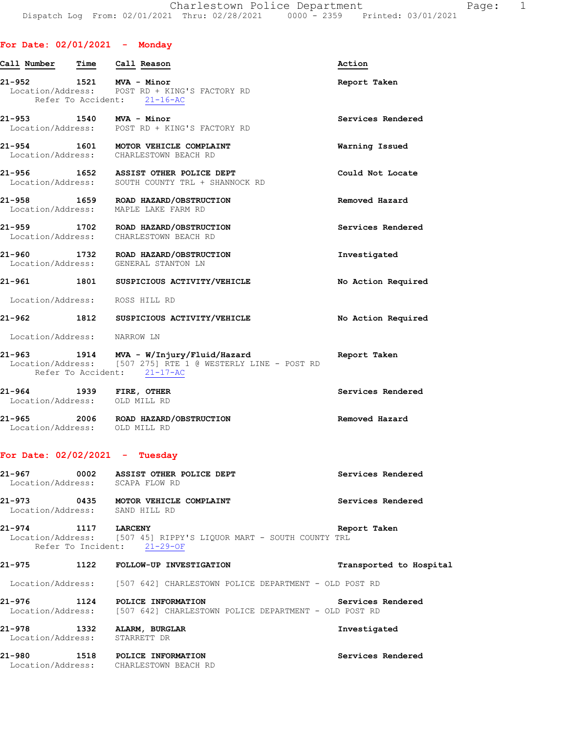# Charlestown Police Department

Dispatch Log From: 02/01/2021 Thru: 02/28/2021 0000 - 2359 Printed: 03/01/2021

## For Date: 02/01/2021 - Monday

| Call Number | Time | Call Reason | Action |
|---|---|---|---|
| 21-952 | 1521 | MVA - Minor | Report Taken |
| | | Location/Address: POST RD + KING'S FACTORY RD<br>Refer To Accident: 21-16-AC | |
| 21-953 | 1540 | MVA - Minor | Services Rendered |
| | | Location/Address: POST RD + KING'S FACTORY RD | |
| 21-954 | 1601 | MOTOR VEHICLE COMPLAINT | Warning Issued |
| | | Location/Address: CHARLESTOWN BEACH RD | |
| 21-956 | 1652 | ASSIST OTHER POLICE DEPT | Could Not Locate |
| | | Location/Address: SOUTH COUNTY TRL + SHANNOCK RD | |
| 21-958 | 1659 | ROAD HAZARD/OBSTRUCTION | Removed Hazard |
| | | Location/Address: MAPLE LAKE FARM RD | |
| 21-959 | 1702 | ROAD HAZARD/OBSTRUCTION | Services Rendered |
| | | Location/Address: CHARLESTOWN BEACH RD | |
| 21-960 | 1732 | ROAD HAZARD/OBSTRUCTION | Investigated |
| | | Location/Address: GENERAL STANTON LN | |
| 21-961 | 1801 | SUSPICIOUS ACTIVITY/VEHICLE | No Action Required |
| | | Location/Address: ROSS HILL RD | |
| 21-962 | 1812 | SUSPICIOUS ACTIVITY/VEHICLE | No Action Required |
| | | Location/Address: NARROW LN | |
| 21-963 | 1914 | MVA - W/Injury/Fluid/Hazard | Report Taken |
| | | Location/Address: [507 275] RTE 1 @ WESTERLY LINE - POST RD<br>Refer To Accident: 21-17-AC | |
| 21-964 | 1939 | FIRE, OTHER | Services Rendered |
| | | Location/Address: OLD MILL RD | |
| 21-965 | 2006 | ROAD HAZARD/OBSTRUCTION | Removed Hazard |
| | | Location/Address: OLD MILL RD | |

## For Date: 02/02/2021 - Tuesday

| Call Number | Time | Call Reason | Action |
|---|---|---|---|
| 21-967 | 0002 | ASSIST OTHER POLICE DEPT | Services Rendered |
| | | Location/Address: SCAPA FLOW RD | |
| 21-973 | 0435 | MOTOR VEHICLE COMPLAINT | Services Rendered |
| | | Location/Address: SAND HILL RD | |
| 21-974 | 1117 | LARCENY | Report Taken |
| | | Location/Address: [507 45] RIPPY'S LIQUOR MART - SOUTH COUNTY TRL<br>Refer To Incident: 21-29-OF | |
| 21-975 | 1122 | FOLLOW-UP INVESTIGATION | Transported to Hospital |
| | | Location/Address: [507 642] CHARLESTOWN POLICE DEPARTMENT - OLD POST RD | |
| 21-976 | 1124 | POLICE INFORMATION | Services Rendered |
| | | Location/Address: [507 642] CHARLESTOWN POLICE DEPARTMENT - OLD POST RD | |
| 21-978 | 1332 | ALARM, BURGLAR | Investigated |
| | | Location/Address: STARRETT DR | |
| 21-980 | 1518 | POLICE INFORMATION | Services Rendered |
| | | Location/Address: CHARLESTOWN BEACH RD | |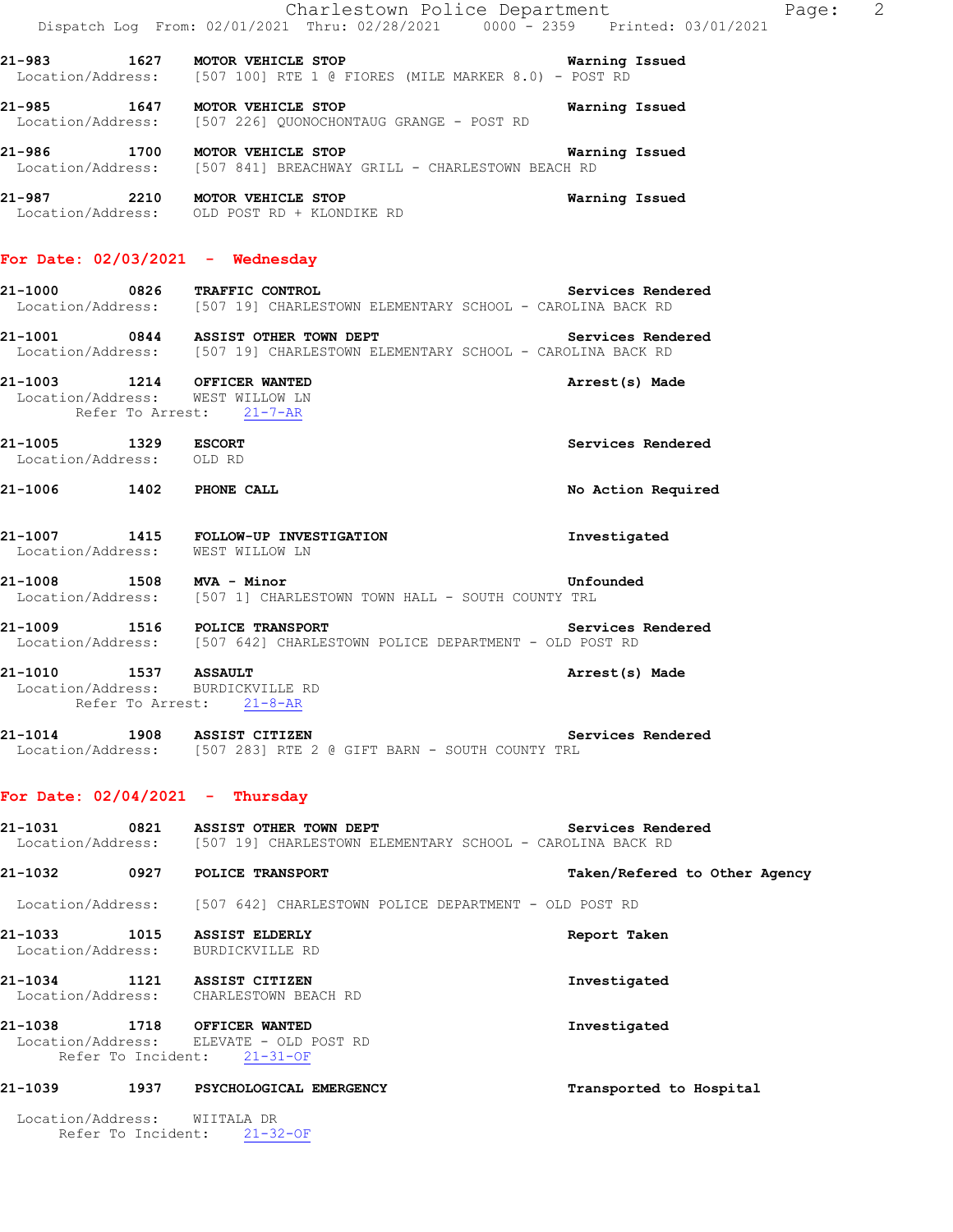**21-983 1627 MOTOR VEHICLE STOP** — Warning Issued
Location/Address: [507 100] RTE 1 @ FIORES (MILE MARKER 8.0) - POST RD

**21-985 1647 MOTOR VEHICLE STOP** — Warning Issued
Location/Address: [507 226] QUONOCHONTAUG GRANGE - POST RD

**21-986 1700 MOTOR VEHICLE STOP** — Warning Issued
Location/Address: [507 841] BREACHWAY GRILL - CHARLESTOWN BEACH RD

**21-987 2210 MOTOR VEHICLE STOP** — Warning Issued
Location/Address: OLD POST RD + KLONDIKE RD

## For Date: 02/03/2021 - Wednesday

**21-1000 0826 TRAFFIC CONTROL** — Services Rendered
Location/Address: [507 19] CHARLESTOWN ELEMENTARY SCHOOL - CAROLINA BACK RD

**21-1001 0844 ASSIST OTHER TOWN DEPT** — Services Rendered
Location/Address: [507 19] CHARLESTOWN ELEMENTARY SCHOOL - CAROLINA BACK RD

**21-1003 1214 OFFICER WANTED** — Arrest(s) Made
Location/Address: WEST WILLOW LN
Refer To Arrest: 21-7-AR

**21-1005 1329 ESCORT** — Services Rendered
Location/Address: OLD RD

**21-1006 1402 PHONE CALL** — No Action Required

**21-1007 1415 FOLLOW-UP INVESTIGATION** — Investigated
Location/Address: WEST WILLOW LN

**21-1008 1508 MVA - Minor** — Unfounded
Location/Address: [507 1] CHARLESTOWN TOWN HALL - SOUTH COUNTY TRL

**21-1009 1516 POLICE TRANSPORT** — Services Rendered
Location/Address: [507 642] CHARLESTOWN POLICE DEPARTMENT - OLD POST RD

**21-1010 1537 ASSAULT** — Arrest(s) Made
Location/Address: BURDICKVILLE RD
Refer To Arrest: 21-8-AR

**21-1014 1908 ASSIST CITIZEN** — Services Rendered
Location/Address: [507 283] RTE 2 @ GIFT BARN - SOUTH COUNTY TRL

## For Date: 02/04/2021 - Thursday

**21-1031 0821 ASSIST OTHER TOWN DEPT** — Services Rendered
Location/Address: [507 19] CHARLESTOWN ELEMENTARY SCHOOL - CAROLINA BACK RD

**21-1032 0927 POLICE TRANSPORT** — Taken/Refered to Other Agency
Location/Address: [507 642] CHARLESTOWN POLICE DEPARTMENT - OLD POST RD

**21-1033 1015 ASSIST ELDERLY** — Report Taken
Location/Address: BURDICKVILLE RD

**21-1034 1121 ASSIST CITIZEN** — Investigated
Location/Address: CHARLESTOWN BEACH RD

**21-1038 1718 OFFICER WANTED** — Investigated
Location/Address: ELEVATE - OLD POST RD
Refer To Incident: 21-31-OF

**21-1039 1937 PSYCHOLOGICAL EMERGENCY** — Transported to Hospital
Location/Address: WIITALA DR
Refer To Incident: 21-32-OF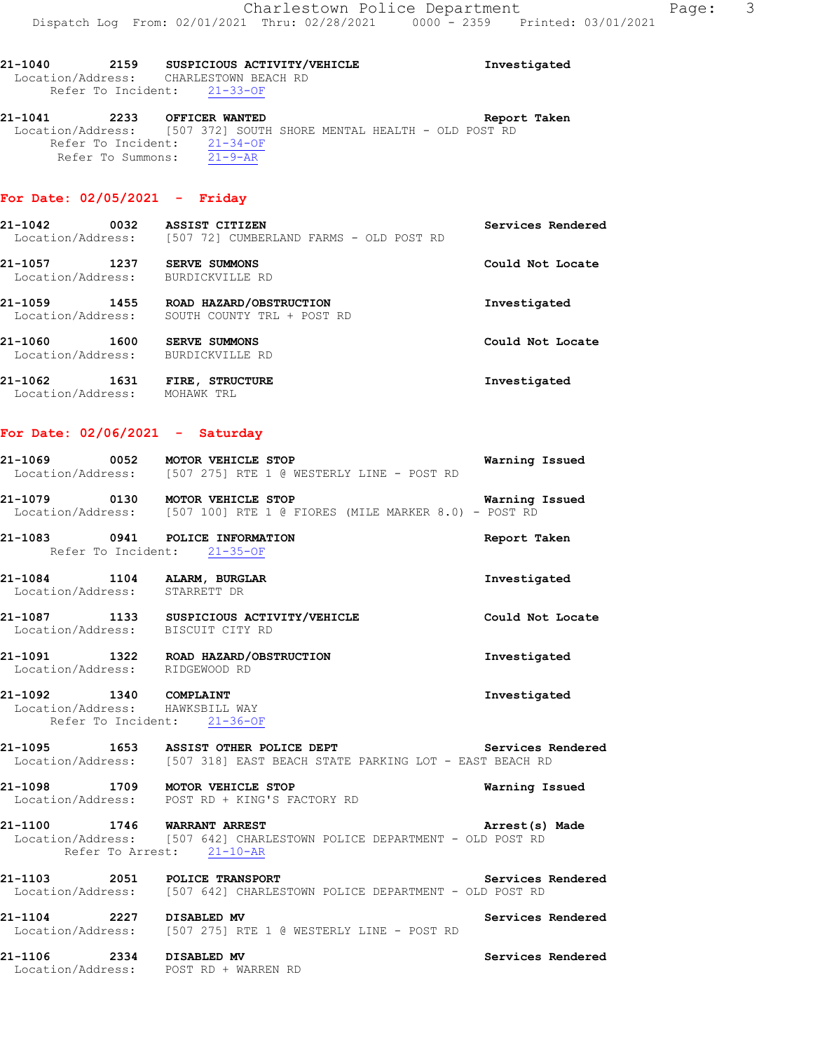21-1040 2159 **SUSPICIOUS ACTIVITY/VEHICLE** Investigated
Location/Address: CHARLESTOWN BEACH RD
Refer To Incident: 21-33-OF

21-1041 2233 **OFFICER WANTED** Report Taken
Location/Address: [507 372] SOUTH SHORE MENTAL HEALTH - OLD POST RD
Refer To Incident: 21-34-OF
Refer To Summons: 21-9-AR

## For Date: 02/05/2021 - Friday

21-1042 0032 **ASSIST CITIZEN** Services Rendered
Location/Address: [507 72] CUMBERLAND FARMS - OLD POST RD

21-1057 1237 **SERVE SUMMONS** Could Not Locate
Location/Address: BURDICKVILLE RD

21-1059 1455 **ROAD HAZARD/OBSTRUCTION** Investigated
Location/Address: SOUTH COUNTY TRL + POST RD

21-1060 1600 **SERVE SUMMONS** Could Not Locate
Location/Address: BURDICKVILLE RD

21-1062 1631 **FIRE, STRUCTURE** Investigated
Location/Address: MOHAWK TRL

## For Date: 02/06/2021 - Saturday

21-1069 0052 **MOTOR VEHICLE STOP** Warning Issued
Location/Address: [507 275] RTE 1 @ WESTERLY LINE - POST RD

21-1079 0130 **MOTOR VEHICLE STOP** Warning Issued
Location/Address: [507 100] RTE 1 @ FIORES (MILE MARKER 8.0) - POST RD

21-1083 0941 **POLICE INFORMATION** Report Taken
Refer To Incident: 21-35-OF

21-1084 1104 **ALARM, BURGLAR** Investigated
Location/Address: STARRETT DR

21-1087 1133 **SUSPICIOUS ACTIVITY/VEHICLE** Could Not Locate
Location/Address: BISCUIT CITY RD

21-1091 1322 **ROAD HAZARD/OBSTRUCTION** Investigated
Location/Address: RIDGEWOOD RD

21-1092 1340 **COMPLAINT** Investigated
Location/Address: HAWKSBILL WAY
Refer To Incident: 21-36-OF

21-1095 1653 **ASSIST OTHER POLICE DEPT** Services Rendered
Location/Address: [507 318] EAST BEACH STATE PARKING LOT - EAST BEACH RD

21-1098 1709 **MOTOR VEHICLE STOP** Warning Issued
Location/Address: POST RD + KING'S FACTORY RD

21-1100 1746 **WARRANT ARREST** Arrest(s) Made
Location/Address: [507 642] CHARLESTOWN POLICE DEPARTMENT - OLD POST RD
Refer To Arrest: 21-10-AR

21-1103 2051 **POLICE TRANSPORT** Services Rendered
Location/Address: [507 642] CHARLESTOWN POLICE DEPARTMENT - OLD POST RD

21-1104 2227 **DISABLED MV** Services Rendered
Location/Address: [507 275] RTE 1 @ WESTERLY LINE - POST RD

21-1106 2334 **DISABLED MV** Services Rendered
Location/Address: POST RD + WARREN RD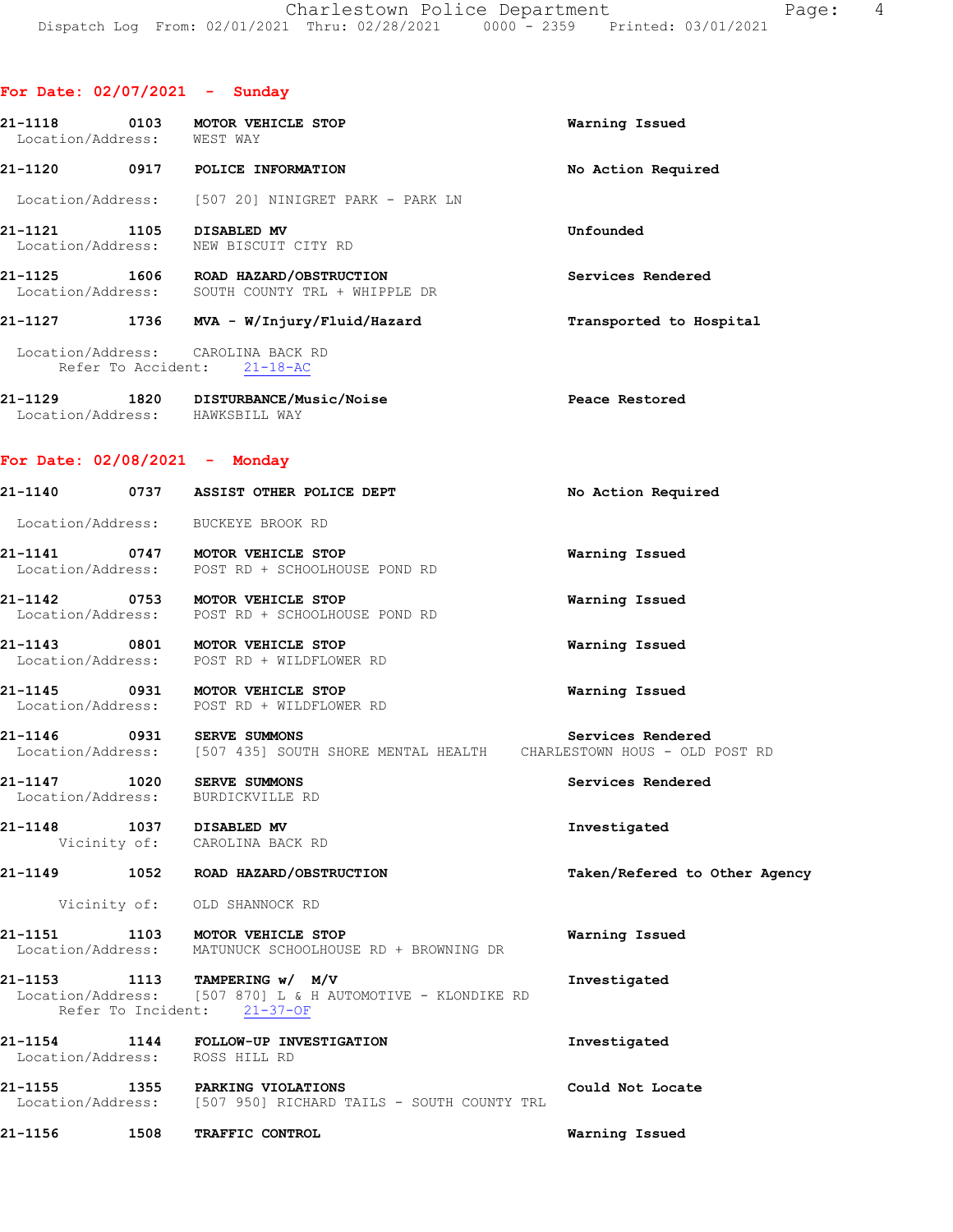## For Date: 02/07/2021 - Sunday

**21-1118 0103 MOTOR VEHICLE STOP** — Warning Issued
Location/Address: WEST WAY

**21-1120 0917 POLICE INFORMATION** — No Action Required
Location/Address: [507 20] NINIGRET PARK - PARK LN

**21-1121 1105 DISABLED MV** — Unfounded
Location/Address: NEW BISCUIT CITY RD

**21-1125 1606 ROAD HAZARD/OBSTRUCTION** — Services Rendered
Location/Address: SOUTH COUNTY TRL + WHIPPLE DR

**21-1127 1736 MVA - W/Injury/Fluid/Hazard** — Transported to Hospital
Location/Address: CAROLINA BACK RD
Refer To Accident: 21-18-AC

**21-1129 1820 DISTURBANCE/Music/Noise** — Peace Restored
Location/Address: HAWKSBILL WAY

## For Date: 02/08/2021 - Monday

**21-1140 0737 ASSIST OTHER POLICE DEPT** — No Action Required
Location/Address: BUCKEYE BROOK RD

**21-1141 0747 MOTOR VEHICLE STOP** — Warning Issued
Location/Address: POST RD + SCHOOLHOUSE POND RD

**21-1142 0753 MOTOR VEHICLE STOP** — Warning Issued
Location/Address: POST RD + SCHOOLHOUSE POND RD

**21-1143 0801 MOTOR VEHICLE STOP** — Warning Issued
Location/Address: POST RD + WILDFLOWER RD

**21-1145 0931 MOTOR VEHICLE STOP** — Warning Issued
Location/Address: POST RD + WILDFLOWER RD

**21-1146 0931 SERVE SUMMONS** — Services Rendered
Location/Address: [507 435] SOUTH SHORE MENTAL HEALTH CHARLESTOWN HOUS - OLD POST RD

**21-1147 1020 SERVE SUMMONS** — Services Rendered
Location/Address: BURDICKVILLE RD

**21-1148 1037 DISABLED MV** — Investigated
Vicinity of: CAROLINA BACK RD

**21-1149 1052 ROAD HAZARD/OBSTRUCTION** — Taken/Refered to Other Agency
Vicinity of: OLD SHANNOCK RD

**21-1151 1103 MOTOR VEHICLE STOP** — Warning Issued
Location/Address: MATUNUCK SCHOOLHOUSE RD + BROWNING DR

**21-1153 1113 TAMPERING w/ M/V** — Investigated
Location/Address: [507 870] L & H AUTOMOTIVE - KLONDIKE RD
Refer To Incident: 21-37-OF

**21-1154 1144 FOLLOW-UP INVESTIGATION** — Investigated
Location/Address: ROSS HILL RD

**21-1155 1355 PARKING VIOLATIONS** — Could Not Locate
Location/Address: [507 950] RICHARD TAILS - SOUTH COUNTY TRL

**21-1156 1508 TRAFFIC CONTROL** — Warning Issued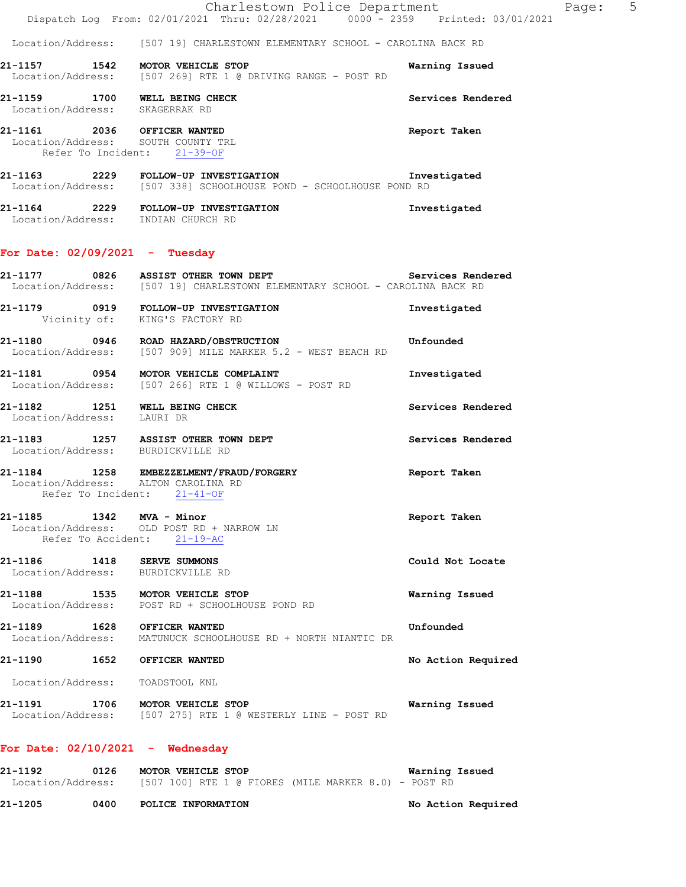Location/Address: [507 19] CHARLESTOWN ELEMENTARY SCHOOL - CAROLINA BACK RD

**21-1157 1542 MOTOR VEHICLE STOP** — Warning Issued
Location/Address: [507 269] RTE 1 @ DRIVING RANGE - POST RD

**21-1159 1700 WELL BEING CHECK** — Services Rendered
Location/Address: SKAGERRAK RD

**21-1161 2036 OFFICER WANTED** — Report Taken
Location/Address: SOUTH COUNTY TRL
Refer To Incident: 21-39-OF

**21-1163 2229 FOLLOW-UP INVESTIGATION** — Investigated
Location/Address: [507 338] SCHOOLHOUSE POND - SCHOOLHOUSE POND RD

**21-1164 2229 FOLLOW-UP INVESTIGATION** — Investigated
Location/Address: INDIAN CHURCH RD

## For Date: 02/09/2021 - Tuesday

**21-1177 0826 ASSIST OTHER TOWN DEPT** — Services Rendered
Location/Address: [507 19] CHARLESTOWN ELEMENTARY SCHOOL - CAROLINA BACK RD

**21-1179 0919 FOLLOW-UP INVESTIGATION** — Investigated
Vicinity of: KING'S FACTORY RD

**21-1180 0946 ROAD HAZARD/OBSTRUCTION** — Unfounded
Location/Address: [507 909] MILE MARKER 5.2 - WEST BEACH RD

**21-1181 0954 MOTOR VEHICLE COMPLAINT** — Investigated
Location/Address: [507 266] RTE 1 @ WILLOWS - POST RD

**21-1182 1251 WELL BEING CHECK** — Services Rendered
Location/Address: LAURI DR

**21-1183 1257 ASSIST OTHER TOWN DEPT** — Services Rendered
Location/Address: BURDICKVILLE RD

**21-1184 1258 EMBEZZELMENT/FRAUD/FORGERY** — Report Taken
Location/Address: ALTON CAROLINA RD
Refer To Incident: 21-41-OF

**21-1185 1342 MVA - Minor** — Report Taken
Location/Address: OLD POST RD + NARROW LN
Refer To Accident: 21-19-AC

**21-1186 1418 SERVE SUMMONS** — Could Not Locate
Location/Address: BURDICKVILLE RD

**21-1188 1535 MOTOR VEHICLE STOP** — Warning Issued
Location/Address: POST RD + SCHOOLHOUSE POND RD

**21-1189 1628 OFFICER WANTED** — Unfounded
Location/Address: MATUNUCK SCHOOLHOUSE RD + NORTH NIANTIC DR

**21-1190 1652 OFFICER WANTED** — No Action Required
Location/Address: TOADSTOOL KNL

**21-1191 1706 MOTOR VEHICLE STOP** — Warning Issued
Location/Address: [507 275] RTE 1 @ WESTERLY LINE - POST RD

## For Date: 02/10/2021 - Wednesday

**21-1192 0126 MOTOR VEHICLE STOP** — Warning Issued
Location/Address: [507 100] RTE 1 @ FIORES (MILE MARKER 8.0) - POST RD

**21-1205 0400 POLICE INFORMATION** — No Action Required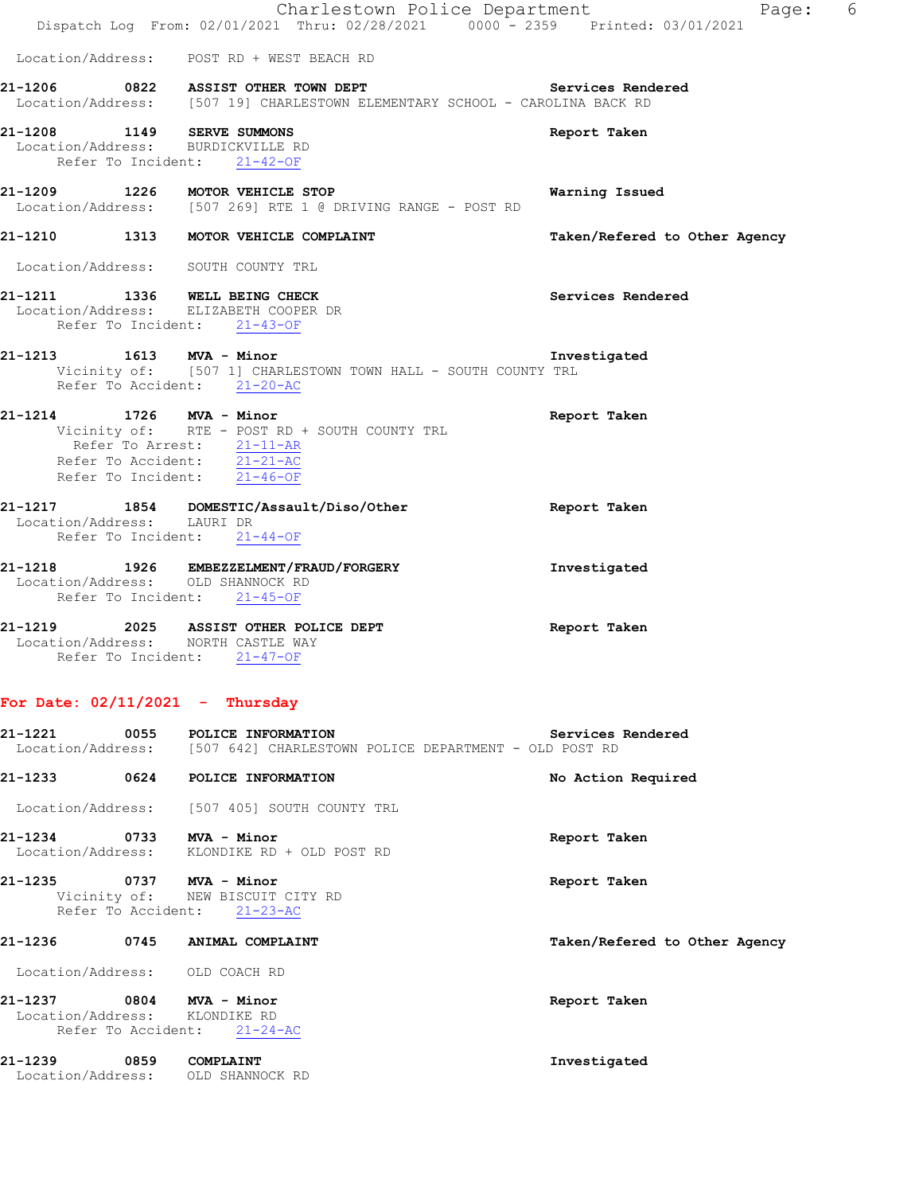Location/Address: POST RD + WEST BEACH RD

**21-1206 0822 ASSIST OTHER TOWN DEPT** Services Rendered
Location/Address: [507 19] CHARLESTOWN ELEMENTARY SCHOOL - CAROLINA BACK RD

**21-1208 1149 SERVE SUMMONS** Report Taken
Location/Address: BURDICKVILLE RD
Refer To Incident: 21-42-OF

**21-1209 1226 MOTOR VEHICLE STOP** Warning Issued
Location/Address: [507 269] RTE 1 @ DRIVING RANGE - POST RD

**21-1210 1313 MOTOR VEHICLE COMPLAINT** Taken/Refered to Other Agency
Location/Address: SOUTH COUNTY TRL

**21-1211 1336 WELL BEING CHECK** Services Rendered
Location/Address: ELIZABETH COOPER DR
Refer To Incident: 21-43-OF

**21-1213 1613 MVA - Minor** Investigated
Vicinity of: [507 1] CHARLESTOWN TOWN HALL - SOUTH COUNTY TRL
Refer To Accident: 21-20-AC

**21-1214 1726 MVA - Minor** Report Taken
Vicinity of: RTE - POST RD + SOUTH COUNTY TRL
Refer To Arrest: 21-11-AR
Refer To Accident: 21-21-AC
Refer To Incident: 21-46-OF

**21-1217 1854 DOMESTIC/Assault/Diso/Other** Report Taken
Location/Address: LAURI DR
Refer To Incident: 21-44-OF

**21-1218 1926 EMBEZZELMENT/FRAUD/FORGERY** Investigated
Location/Address: OLD SHANNOCK RD
Refer To Incident: 21-45-OF

**21-1219 2025 ASSIST OTHER POLICE DEPT** Report Taken
Location/Address: NORTH CASTLE WAY
Refer To Incident: 21-47-OF

## For Date: 02/11/2021 - Thursday

**21-1221 0055 POLICE INFORMATION** Services Rendered
Location/Address: [507 642] CHARLESTOWN POLICE DEPARTMENT - OLD POST RD

**21-1233 0624 POLICE INFORMATION** No Action Required
Location/Address: [507 405] SOUTH COUNTY TRL

**21-1234 0733 MVA - Minor** Report Taken
Location/Address: KLONDIKE RD + OLD POST RD

**21-1235 0737 MVA - Minor** Report Taken
Vicinity of: NEW BISCUIT CITY RD
Refer To Accident: 21-23-AC

**21-1236 0745 ANIMAL COMPLAINT** Taken/Refered to Other Agency
Location/Address: OLD COACH RD

**21-1237 0804 MVA - Minor** Report Taken
Location/Address: KLONDIKE RD
Refer To Accident: 21-24-AC

**21-1239 0859 COMPLAINT** Investigated
Location/Address: OLD SHANNOCK RD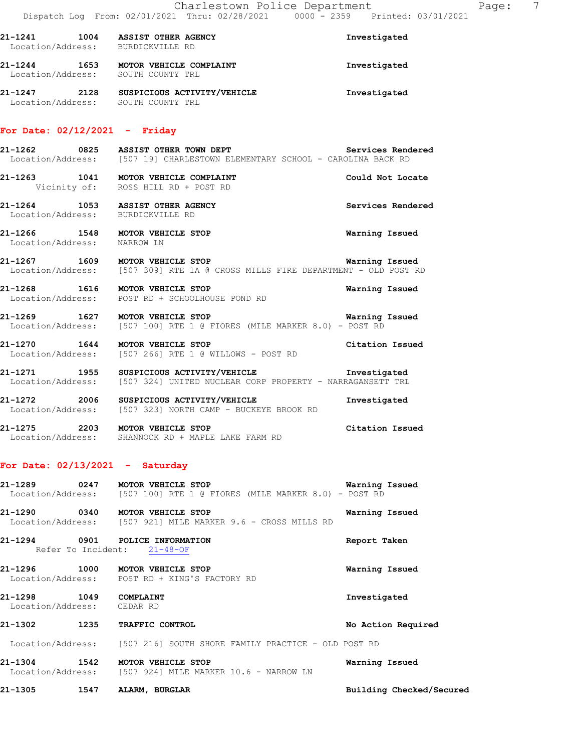21-1241 1004 **ASSIST OTHER AGENCY** **Investigated**
Location/Address: BURDICKVILLE RD

21-1244 1653 **MOTOR VEHICLE COMPLAINT** **Investigated**
Location/Address: SOUTH COUNTY TRL

21-1247 2128 **SUSPICIOUS ACTIVITY/VEHICLE** **Investigated**
Location/Address: SOUTH COUNTY TRL

## For Date: 02/12/2021 - Friday

21-1262 0825 **ASSIST OTHER TOWN DEPT** **Services Rendered**
Location/Address: [507 19] CHARLESTOWN ELEMENTARY SCHOOL - CAROLINA BACK RD

21-1263 1041 **MOTOR VEHICLE COMPLAINT** **Could Not Locate**
Vicinity of: ROSS HILL RD + POST RD

21-1264 1053 **ASSIST OTHER AGENCY** **Services Rendered**
Location/Address: BURDICKVILLE RD

21-1266 1548 **MOTOR VEHICLE STOP** **Warning Issued**
Location/Address: NARROW LN

21-1267 1609 **MOTOR VEHICLE STOP** **Warning Issued**
Location/Address: [507 309] RTE 1A @ CROSS MILLS FIRE DEPARTMENT - OLD POST RD

21-1268 1616 **MOTOR VEHICLE STOP** **Warning Issued**
Location/Address: POST RD + SCHOOLHOUSE POND RD

21-1269 1627 **MOTOR VEHICLE STOP** **Warning Issued**
Location/Address: [507 100] RTE 1 @ FIORES (MILE MARKER 8.0) - POST RD

21-1270 1644 **MOTOR VEHICLE STOP** **Citation Issued**
Location/Address: [507 266] RTE 1 @ WILLOWS - POST RD

21-1271 1955 **SUSPICIOUS ACTIVITY/VEHICLE** **Investigated**
Location/Address: [507 324] UNITED NUCLEAR CORP PROPERTY - NARRAGANSETT TRL

21-1272 2006 **SUSPICIOUS ACTIVITY/VEHICLE** **Investigated**
Location/Address: [507 323] NORTH CAMP - BUCKEYE BROOK RD

21-1275 2203 **MOTOR VEHICLE STOP** **Citation Issued**
Location/Address: SHANNOCK RD + MAPLE LAKE FARM RD

## For Date: 02/13/2021 - Saturday

21-1289 0247 **MOTOR VEHICLE STOP** **Warning Issued**
Location/Address: [507 100] RTE 1 @ FIORES (MILE MARKER 8.0) - POST RD

21-1290 0340 **MOTOR VEHICLE STOP** **Warning Issued**
Location/Address: [507 921] MILE MARKER 9.6 - CROSS MILLS RD

21-1294 0901 **POLICE INFORMATION** **Report Taken**
Refer To Incident: 21-48-OF

21-1296 1000 **MOTOR VEHICLE STOP** **Warning Issued**
Location/Address: POST RD + KING'S FACTORY RD

21-1298 1049 **COMPLAINT** **Investigated**
Location/Address: CEDAR RD

21-1302 1235 **TRAFFIC CONTROL** **No Action Required**
Location/Address: [507 216] SOUTH SHORE FAMILY PRACTICE - OLD POST RD

21-1304 1542 **MOTOR VEHICLE STOP** **Warning Issued**
Location/Address: [507 924] MILE MARKER 10.6 - NARROW LN

21-1305 1547 **ALARM, BURGLAR** **Building Checked/Secured**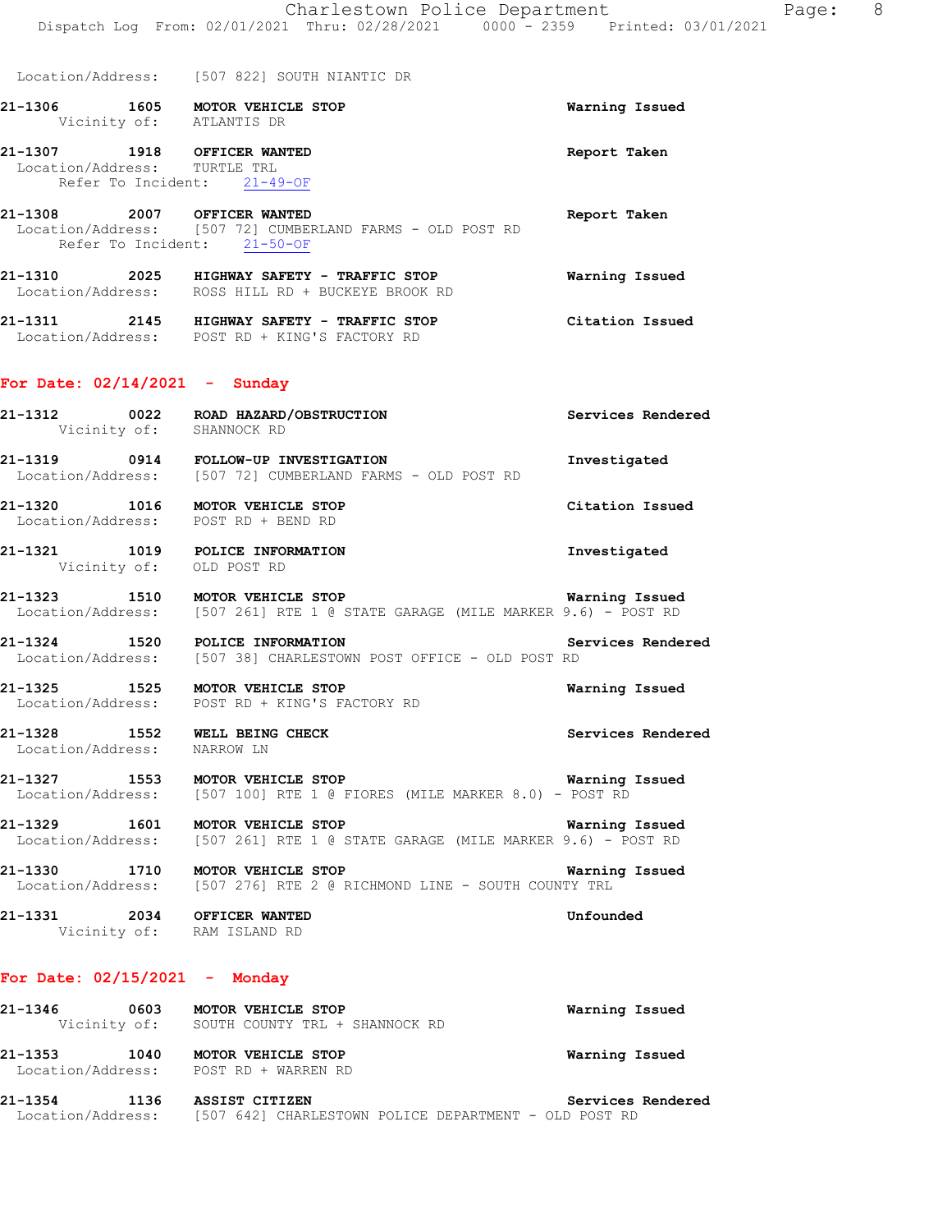Location/Address: [507 822] SOUTH NIANTIC DR

**21-1306** **1605** **MOTOR VEHICLE STOP** **Warning Issued**
Vicinity of: ATLANTIS DR

**21-1307** **1918** **OFFICER WANTED** **Report Taken**
Location/Address: TURTLE TRL
Refer To Incident: 21-49-OF

**21-1308** **2007** **OFFICER WANTED** **Report Taken**
Location/Address: [507 72] CUMBERLAND FARMS - OLD POST RD
Refer To Incident: 21-50-OF

**21-1310** **2025** **HIGHWAY SAFETY - TRAFFIC STOP** **Warning Issued**
Location/Address: ROSS HILL RD + BUCKEYE BROOK RD

**21-1311** **2145** **HIGHWAY SAFETY - TRAFFIC STOP** **Citation Issued**
Location/Address: POST RD + KING'S FACTORY RD

## For Date: 02/14/2021 - Sunday

**21-1312** **0022** **ROAD HAZARD/OBSTRUCTION** **Services Rendered**
Vicinity of: SHANNOCK RD

**21-1319** **0914** **FOLLOW-UP INVESTIGATION** **Investigated**
Location/Address: [507 72] CUMBERLAND FARMS - OLD POST RD

**21-1320** **1016** **MOTOR VEHICLE STOP** **Citation Issued**
Location/Address: POST RD + BEND RD

**21-1321** **1019** **POLICE INFORMATION** **Investigated**
Vicinity of: OLD POST RD

**21-1323** **1510** **MOTOR VEHICLE STOP** **Warning Issued**
Location/Address: [507 261] RTE 1 @ STATE GARAGE (MILE MARKER 9.6) - POST RD

**21-1324** **1520** **POLICE INFORMATION** **Services Rendered**
Location/Address: [507 38] CHARLESTOWN POST OFFICE - OLD POST RD

**21-1325** **1525** **MOTOR VEHICLE STOP** **Warning Issued**
Location/Address: POST RD + KING'S FACTORY RD

**21-1328** **1552** **WELL BEING CHECK** **Services Rendered**
Location/Address: NARROW LN

**21-1327** **1553** **MOTOR VEHICLE STOP** **Warning Issued**
Location/Address: [507 100] RTE 1 @ FIORES (MILE MARKER 8.0) - POST RD

**21-1329** **1601** **MOTOR VEHICLE STOP** **Warning Issued**
Location/Address: [507 261] RTE 1 @ STATE GARAGE (MILE MARKER 9.6) - POST RD

**21-1330** **1710** **MOTOR VEHICLE STOP** **Warning Issued**
Location/Address: [507 276] RTE 2 @ RICHMOND LINE - SOUTH COUNTY TRL

**21-1331** **2034** **OFFICER WANTED** **Unfounded**
Vicinity of: RAM ISLAND RD

## For Date: 02/15/2021 - Monday

**21-1346** **0603** **MOTOR VEHICLE STOP** **Warning Issued**
Vicinity of: SOUTH COUNTY TRL + SHANNOCK RD

**21-1353** **1040** **MOTOR VEHICLE STOP** **Warning Issued**
Location/Address: POST RD + WARREN RD

**21-1354** **1136** **ASSIST CITIZEN** **Services Rendered**
Location/Address: [507 642] CHARLESTOWN POLICE DEPARTMENT - OLD POST RD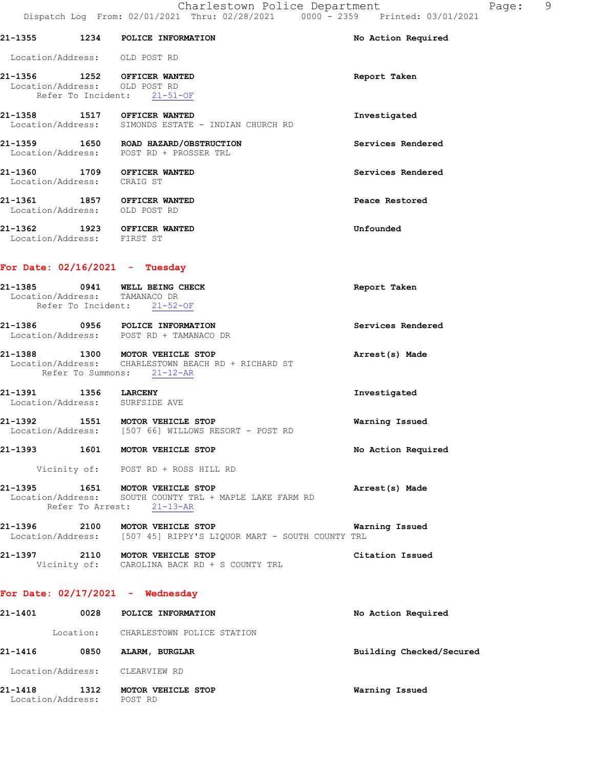21-1355 1234 **POLICE INFORMATION** — No Action Required
Location/Address: OLD POST RD

21-1356 1252 **OFFICER WANTED** — Report Taken
Location/Address: OLD POST RD
Refer To Incident: 21-51-OF

21-1358 1517 **OFFICER WANTED** — Investigated
Location/Address: SIMONDS ESTATE - INDIAN CHURCH RD

21-1359 1650 **ROAD HAZARD/OBSTRUCTION** — Services Rendered
Location/Address: POST RD + PROSSER TRL

21-1360 1709 **OFFICER WANTED** — Services Rendered
Location/Address: CRAIG ST

21-1361 1857 **OFFICER WANTED** — Peace Restored
Location/Address: OLD POST RD

21-1362 1923 **OFFICER WANTED** — Unfounded
Location/Address: FIRST ST

## For Date: 02/16/2021 - Tuesday

21-1385 0941 **WELL BEING CHECK** — Report Taken
Location/Address: TAMANACO DR
Refer To Incident: 21-52-OF

21-1386 0956 **POLICE INFORMATION** — Services Rendered
Location/Address: POST RD + TAMANACO DR

21-1388 1300 **MOTOR VEHICLE STOP** — Arrest(s) Made
Location/Address: CHARLESTOWN BEACH RD + RICHARD ST
Refer To Summons: 21-12-AR

21-1391 1356 **LARCENY** — Investigated
Location/Address: SURFSIDE AVE

21-1392 1551 **MOTOR VEHICLE STOP** — Warning Issued
Location/Address: [507 66] WILLOWS RESORT - POST RD

21-1393 1601 **MOTOR VEHICLE STOP** — No Action Required
Vicinity of: POST RD + ROSS HILL RD

21-1395 1651 **MOTOR VEHICLE STOP** — Arrest(s) Made
Location/Address: SOUTH COUNTY TRL + MAPLE LAKE FARM RD
Refer To Arrest: 21-13-AR

21-1396 2100 **MOTOR VEHICLE STOP** — Warning Issued
Location/Address: [507 45] RIPPY'S LIQUOR MART - SOUTH COUNTY TRL

21-1397 2110 **MOTOR VEHICLE STOP** — Citation Issued
Vicinity of: CAROLINA BACK RD + S COUNTY TRL

## For Date: 02/17/2021 - Wednesday

21-1401 0028 **POLICE INFORMATION** — No Action Required
Location: CHARLESTOWN POLICE STATION

21-1416 0850 **ALARM, BURGLAR** — Building Checked/Secured
Location/Address: CLEARVIEW RD

21-1418 1312 **MOTOR VEHICLE STOP** — Warning Issued
Location/Address: POST RD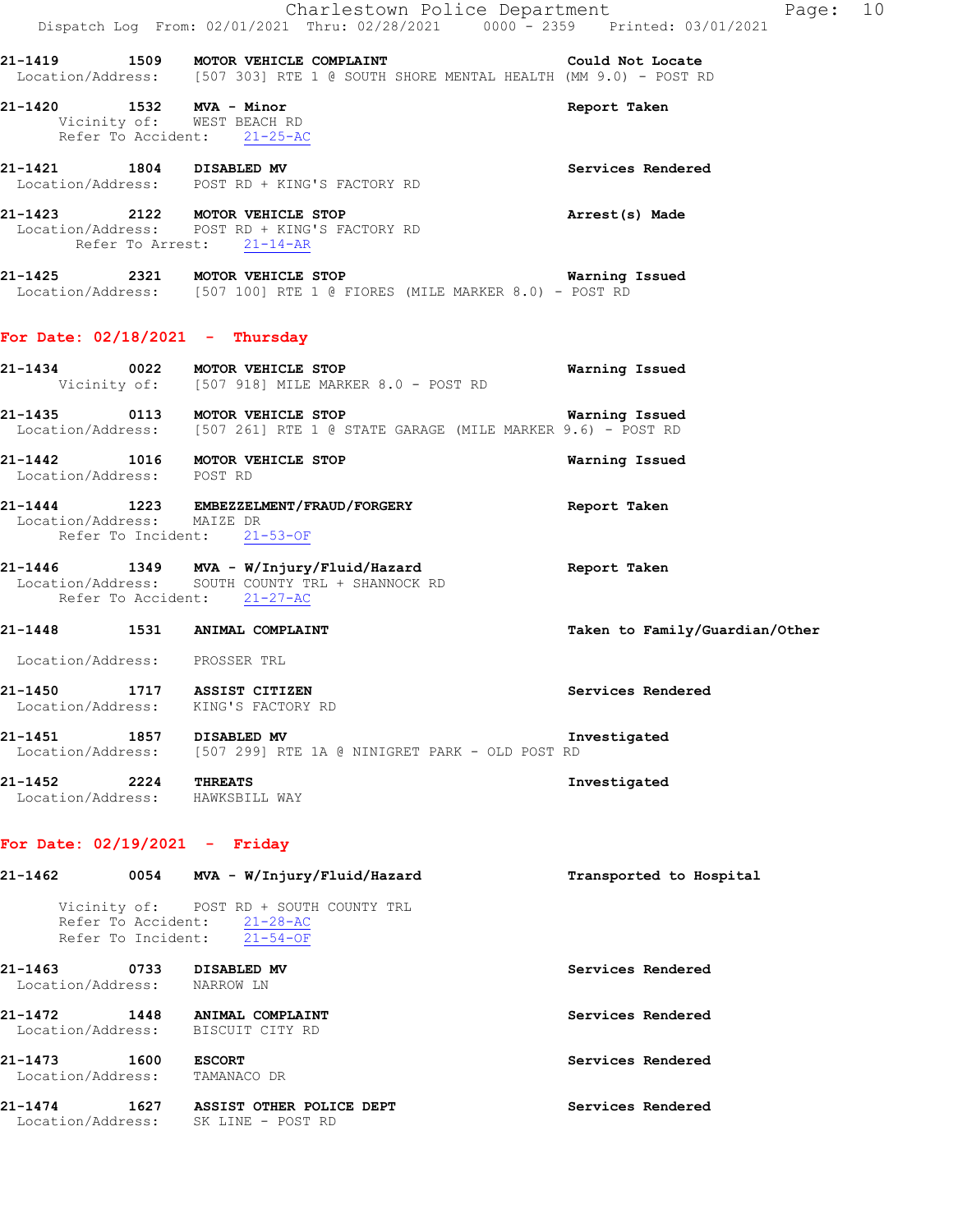21-1419 1509 MOTOR VEHICLE COMPLAINT Could Not Locate
Location/Address: [507 303] RTE 1 @ SOUTH SHORE MENTAL HEALTH (MM 9.0) - POST RD

21-1420 1532 MVA - Minor Report Taken
Vicinity of: WEST BEACH RD
Refer To Accident: 21-25-AC

21-1421 1804 DISABLED MV Services Rendered
Location/Address: POST RD + KING'S FACTORY RD

21-1423 2122 MOTOR VEHICLE STOP Arrest(s) Made
Location/Address: POST RD + KING'S FACTORY RD
Refer To Arrest: 21-14-AR

21-1425 2321 MOTOR VEHICLE STOP Warning Issued
Location/Address: [507 100] RTE 1 @ FIORES (MILE MARKER 8.0) - POST RD

## For Date: 02/18/2021 - Thursday

21-1434 0022 MOTOR VEHICLE STOP Warning Issued
Vicinity of: [507 918] MILE MARKER 8.0 - POST RD

21-1435 0113 MOTOR VEHICLE STOP Warning Issued
Location/Address: [507 261] RTE 1 @ STATE GARAGE (MILE MARKER 9.6) - POST RD

21-1442 1016 MOTOR VEHICLE STOP Warning Issued
Location/Address: POST RD

21-1444 1223 EMBEZZELMENT/FRAUD/FORGERY Report Taken
Location/Address: MAIZE DR
Refer To Incident: 21-53-OF

21-1446 1349 MVA - W/Injury/Fluid/Hazard Report Taken
Location/Address: SOUTH COUNTY TRL + SHANNOCK RD
Refer To Accident: 21-27-AC

21-1448 1531 ANIMAL COMPLAINT Taken to Family/Guardian/Other
Location/Address: PROSSER TRL

21-1450 1717 ASSIST CITIZEN Services Rendered
Location/Address: KING'S FACTORY RD

21-1451 1857 DISABLED MV Investigated
Location/Address: [507 299] RTE 1A @ NINIGRET PARK - OLD POST RD

21-1452 2224 THREATS Investigated
Location/Address: HAWKSBILL WAY

## For Date: 02/19/2021 - Friday

21-1462 0054 MVA - W/Injury/Fluid/Hazard Transported to Hospital
Vicinity of: POST RD + SOUTH COUNTY TRL
Refer To Accident: 21-28-AC
Refer To Incident: 21-54-OF

21-1463 0733 DISABLED MV Services Rendered
Location/Address: NARROW LN

21-1472 1448 ANIMAL COMPLAINT Services Rendered
Location/Address: BISCUIT CITY RD

21-1473 1600 ESCORT Services Rendered
Location/Address: TAMANACO DR

21-1474 1627 ASSIST OTHER POLICE DEPT Services Rendered
Location/Address: SK LINE - POST RD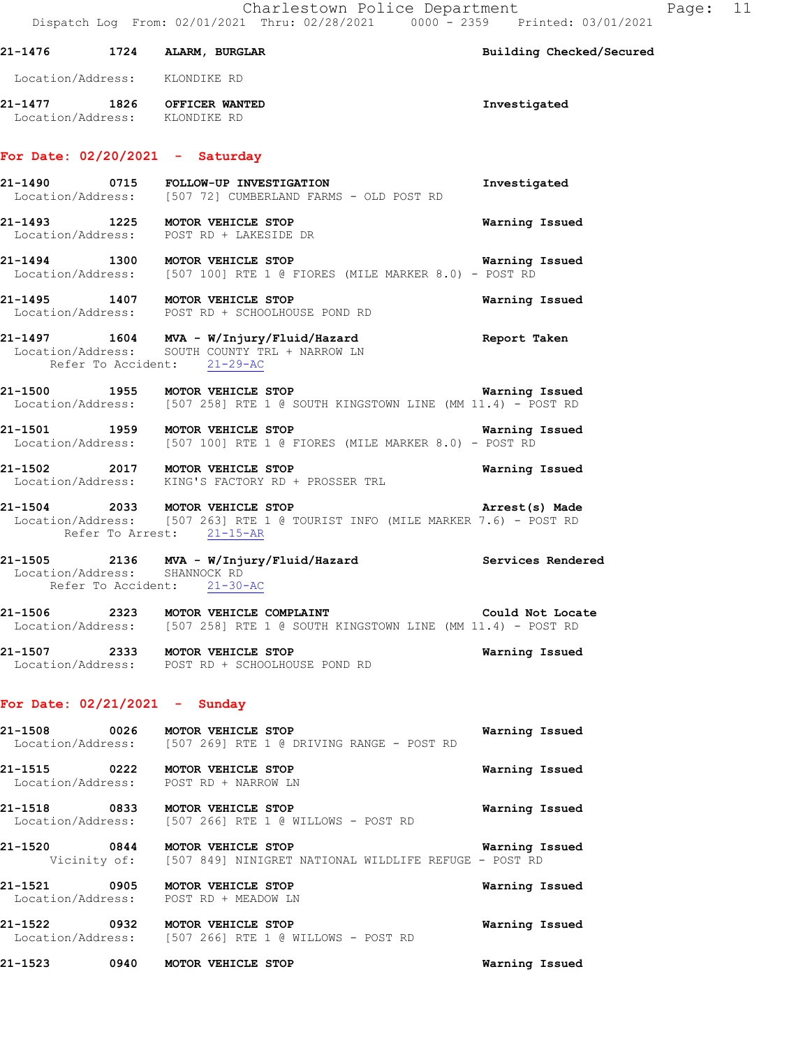21-1476 1724 **ALARM, BURGLAR** **Building Checked/Secured**
Location/Address: KLONDIKE RD

21-1477 1826 **OFFICER WANTED** **Investigated**
Location/Address: KLONDIKE RD

## For Date: 02/20/2021 - Saturday

21-1490 0715 **FOLLOW-UP INVESTIGATION** **Investigated**
Location/Address: [507 72] CUMBERLAND FARMS - OLD POST RD

21-1493 1225 **MOTOR VEHICLE STOP** **Warning Issued**
Location/Address: POST RD + LAKESIDE DR

21-1494 1300 **MOTOR VEHICLE STOP** **Warning Issued**
Location/Address: [507 100] RTE 1 @ FIORES (MILE MARKER 8.0) - POST RD

21-1495 1407 **MOTOR VEHICLE STOP** **Warning Issued**
Location/Address: POST RD + SCHOOLHOUSE POND RD

21-1497 1604 **MVA - W/Injury/Fluid/Hazard** **Report Taken**
Location/Address: SOUTH COUNTY TRL + NARROW LN
Refer To Accident: 21-29-AC

21-1500 1955 **MOTOR VEHICLE STOP** **Warning Issued**
Location/Address: [507 258] RTE 1 @ SOUTH KINGSTOWN LINE (MM 11.4) - POST RD

21-1501 1959 **MOTOR VEHICLE STOP** **Warning Issued**
Location/Address: [507 100] RTE 1 @ FIORES (MILE MARKER 8.0) - POST RD

21-1502 2017 **MOTOR VEHICLE STOP** **Warning Issued**
Location/Address: KING'S FACTORY RD + PROSSER TRL

21-1504 2033 **MOTOR VEHICLE STOP** **Arrest(s) Made**
Location/Address: [507 263] RTE 1 @ TOURIST INFO (MILE MARKER 7.6) - POST RD
Refer To Arrest: 21-15-AR

21-1505 2136 **MVA - W/Injury/Fluid/Hazard** **Services Rendered**
Location/Address: SHANNOCK RD
Refer To Accident: 21-30-AC

21-1506 2323 **MOTOR VEHICLE COMPLAINT** **Could Not Locate**
Location/Address: [507 258] RTE 1 @ SOUTH KINGSTOWN LINE (MM 11.4) - POST RD

21-1507 2333 **MOTOR VEHICLE STOP** **Warning Issued**
Location/Address: POST RD + SCHOOLHOUSE POND RD

## For Date: 02/21/2021 - Sunday

21-1508 0026 **MOTOR VEHICLE STOP** **Warning Issued**
Location/Address: [507 269] RTE 1 @ DRIVING RANGE - POST RD

21-1515 0222 **MOTOR VEHICLE STOP** **Warning Issued**
Location/Address: POST RD + NARROW LN

21-1518 0833 **MOTOR VEHICLE STOP** **Warning Issued**
Location/Address: [507 266] RTE 1 @ WILLOWS - POST RD

21-1520 0844 **MOTOR VEHICLE STOP** **Warning Issued**
Vicinity of: [507 849] NINIGRET NATIONAL WILDLIFE REFUGE - POST RD

21-1521 0905 **MOTOR VEHICLE STOP** **Warning Issued**
Location/Address: POST RD + MEADOW LN

21-1522 0932 **MOTOR VEHICLE STOP** **Warning Issued**
Location/Address: [507 266] RTE 1 @ WILLOWS - POST RD

21-1523 0940 **MOTOR VEHICLE STOP** **Warning Issued**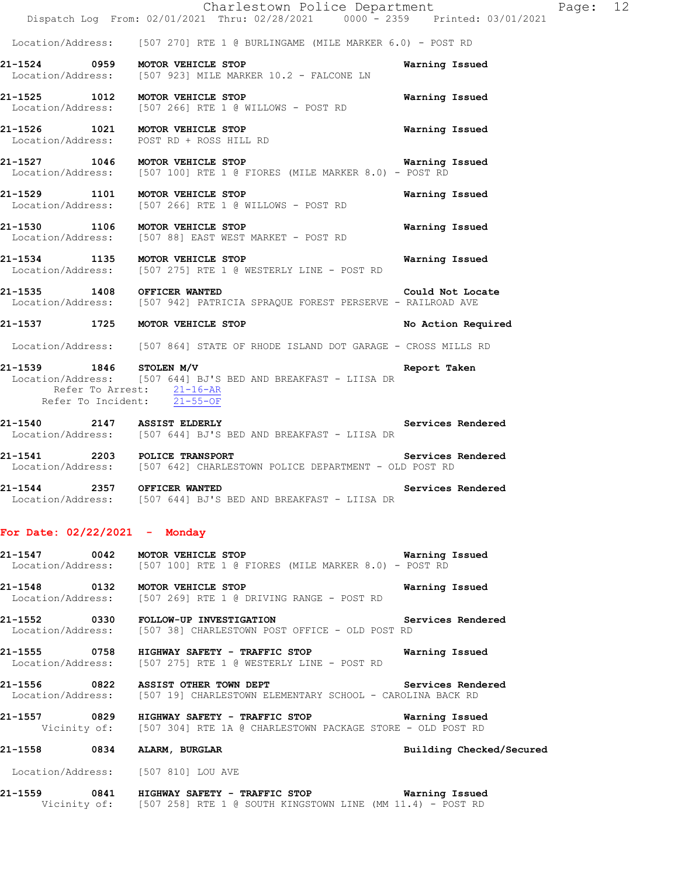Location/Address: [507 270] RTE 1 @ BURLINGAME (MILE MARKER 6.0) - POST RD

**21-1524 0959 MOTOR VEHICLE STOP** **Warning Issued**
Location/Address: [507 923] MILE MARKER 10.2 - FALCONE LN

**21-1525 1012 MOTOR VEHICLE STOP** **Warning Issued**
Location/Address: [507 266] RTE 1 @ WILLOWS - POST RD

**21-1526 1021 MOTOR VEHICLE STOP** **Warning Issued**
Location/Address: POST RD + ROSS HILL RD

**21-1527 1046 MOTOR VEHICLE STOP** **Warning Issued**
Location/Address: [507 100] RTE 1 @ FIORES (MILE MARKER 8.0) - POST RD

**21-1529 1101 MOTOR VEHICLE STOP** **Warning Issued**
Location/Address: [507 266] RTE 1 @ WILLOWS - POST RD

**21-1530 1106 MOTOR VEHICLE STOP** **Warning Issued**
Location/Address: [507 88] EAST WEST MARKET - POST RD

**21-1534 1135 MOTOR VEHICLE STOP** **Warning Issued**
Location/Address: [507 275] RTE 1 @ WESTERLY LINE - POST RD

**21-1535 1408 OFFICER WANTED** **Could Not Locate**
Location/Address: [507 942] PATRICIA SPRAQUE FOREST PERSERVE - RAILROAD AVE

**21-1537 1725 MOTOR VEHICLE STOP** **No Action Required**
Location/Address: [507 864] STATE OF RHODE ISLAND DOT GARAGE - CROSS MILLS RD

**21-1539 1846 STOLEN M/V** **Report Taken**
Location/Address: [507 644] BJ'S BED AND BREAKFAST - LIISA DR
Refer To Arrest: 21-16-AR
Refer To Incident: 21-55-OF

**21-1540 2147 ASSIST ELDERLY** **Services Rendered**
Location/Address: [507 644] BJ'S BED AND BREAKFAST - LIISA DR

**21-1541 2203 POLICE TRANSPORT** **Services Rendered**
Location/Address: [507 642] CHARLESTOWN POLICE DEPARTMENT - OLD POST RD

**21-1544 2357 OFFICER WANTED** **Services Rendered**
Location/Address: [507 644] BJ'S BED AND BREAKFAST - LIISA DR

## For Date: 02/22/2021 - Monday

**21-1547 0042 MOTOR VEHICLE STOP** **Warning Issued**
Location/Address: [507 100] RTE 1 @ FIORES (MILE MARKER 8.0) - POST RD

**21-1548 0132 MOTOR VEHICLE STOP** **Warning Issued**
Location/Address: [507 269] RTE 1 @ DRIVING RANGE - POST RD

**21-1552 0330 FOLLOW-UP INVESTIGATION** **Services Rendered**
Location/Address: [507 38] CHARLESTOWN POST OFFICE - OLD POST RD

**21-1555 0758 HIGHWAY SAFETY - TRAFFIC STOP** **Warning Issued**
Location/Address: [507 275] RTE 1 @ WESTERLY LINE - POST RD

**21-1556 0822 ASSIST OTHER TOWN DEPT** **Services Rendered**
Location/Address: [507 19] CHARLESTOWN ELEMENTARY SCHOOL - CAROLINA BACK RD

**21-1557 0829 HIGHWAY SAFETY - TRAFFIC STOP** **Warning Issued**
Vicinity of: [507 304] RTE 1A @ CHARLESTOWN PACKAGE STORE - OLD POST RD

**21-1558 0834 ALARM, BURGLAR** **Building Checked/Secured**
Location/Address: [507 810] LOU AVE

**21-1559 0841 HIGHWAY SAFETY - TRAFFIC STOP** **Warning Issued**
Vicinity of: [507 258] RTE 1 @ SOUTH KINGSTOWN LINE (MM 11.4) - POST RD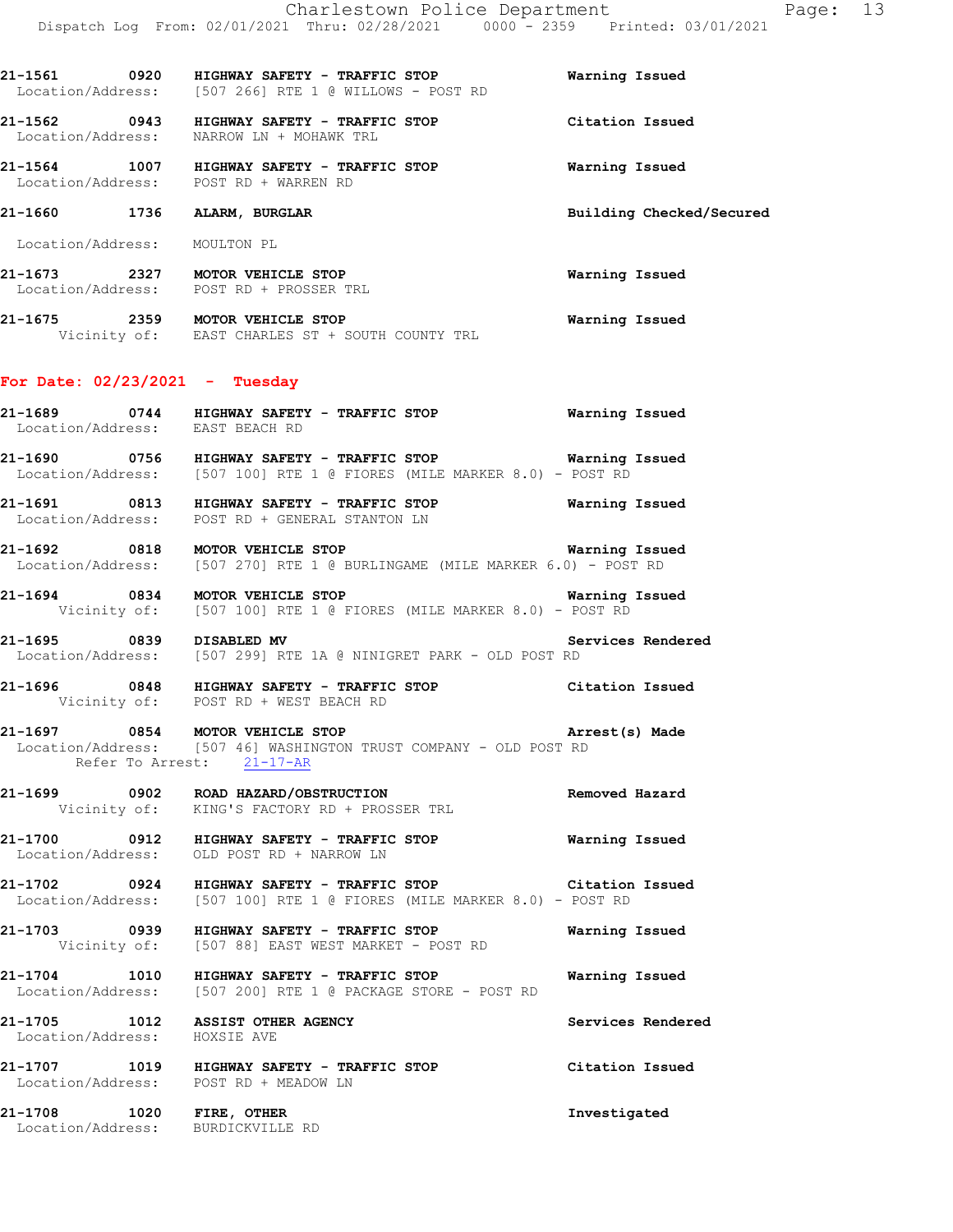21-1561 0920 HIGHWAY SAFETY - TRAFFIC STOP Warning Issued
Location/Address: [507 266] RTE 1 @ WILLOWS - POST RD

21-1562 0943 HIGHWAY SAFETY - TRAFFIC STOP Citation Issued
Location/Address: NARROW LN + MOHAWK TRL

21-1564 1007 HIGHWAY SAFETY - TRAFFIC STOP Warning Issued
Location/Address: POST RD + WARREN RD

21-1660 1736 ALARM, BURGLAR Building Checked/Secured
Location/Address: MOULTON PL

21-1673 2327 MOTOR VEHICLE STOP Warning Issued
Location/Address: POST RD + PROSSER TRL

21-1675 2359 MOTOR VEHICLE STOP Warning Issued
Vicinity of: EAST CHARLES ST + SOUTH COUNTY TRL

## For Date: 02/23/2021 - Tuesday

21-1689 0744 HIGHWAY SAFETY - TRAFFIC STOP Warning Issued
Location/Address: EAST BEACH RD

21-1690 0756 HIGHWAY SAFETY - TRAFFIC STOP Warning Issued
Location/Address: [507 100] RTE 1 @ FIORES (MILE MARKER 8.0) - POST RD

21-1691 0813 HIGHWAY SAFETY - TRAFFIC STOP Warning Issued
Location/Address: POST RD + GENERAL STANTON LN

21-1692 0818 MOTOR VEHICLE STOP Warning Issued
Location/Address: [507 270] RTE 1 @ BURLINGAME (MILE MARKER 6.0) - POST RD

21-1694 0834 MOTOR VEHICLE STOP Warning Issued
Vicinity of: [507 100] RTE 1 @ FIORES (MILE MARKER 8.0) - POST RD

21-1695 0839 DISABLED MV Services Rendered
Location/Address: [507 299] RTE 1A @ NINIGRET PARK - OLD POST RD

21-1696 0848 HIGHWAY SAFETY - TRAFFIC STOP Citation Issued
Vicinity of: POST RD + WEST BEACH RD

21-1697 0854 MOTOR VEHICLE STOP Arrest(s) Made
Location/Address: [507 46] WASHINGTON TRUST COMPANY - OLD POST RD
Refer To Arrest: 21-17-AR

21-1699 0902 ROAD HAZARD/OBSTRUCTION Removed Hazard
Vicinity of: KING'S FACTORY RD + PROSSER TRL

21-1700 0912 HIGHWAY SAFETY - TRAFFIC STOP Warning Issued
Location/Address: OLD POST RD + NARROW LN

21-1702 0924 HIGHWAY SAFETY - TRAFFIC STOP Citation Issued
Location/Address: [507 100] RTE 1 @ FIORES (MILE MARKER 8.0) - POST RD

21-1703 0939 HIGHWAY SAFETY - TRAFFIC STOP Warning Issued
Vicinity of: [507 88] EAST WEST MARKET - POST RD

21-1704 1010 HIGHWAY SAFETY - TRAFFIC STOP Warning Issued
Location/Address: [507 200] RTE 1 @ PACKAGE STORE - POST RD

21-1705 1012 ASSIST OTHER AGENCY Services Rendered
Location/Address: HOXSIE AVE

21-1707 1019 HIGHWAY SAFETY - TRAFFIC STOP Citation Issued
Location/Address: POST RD + MEADOW LN

21-1708 1020 FIRE, OTHER Investigated
Location/Address: BURDICKVILLE RD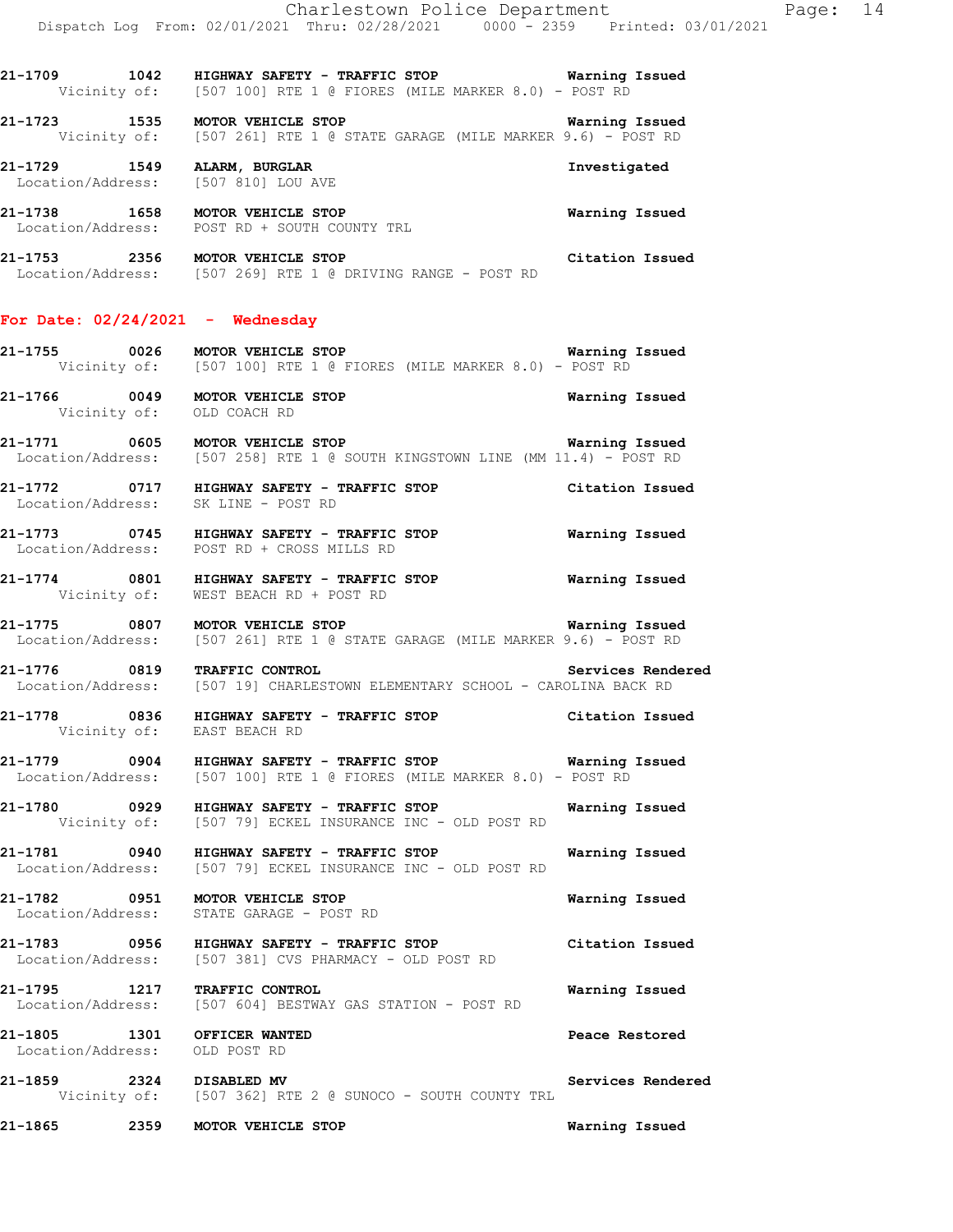21-1709 1042 HIGHWAY SAFETY - TRAFFIC STOP Warning Issued
Vicinity of: [507 100] RTE 1 @ FIORES (MILE MARKER 8.0) - POST RD

21-1723 1535 MOTOR VEHICLE STOP Warning Issued
Vicinity of: [507 261] RTE 1 @ STATE GARAGE (MILE MARKER 9.6) - POST RD

21-1729 1549 ALARM, BURGLAR Investigated
Location/Address: [507 810] LOU AVE

21-1738 1658 MOTOR VEHICLE STOP Warning Issued
Location/Address: POST RD + SOUTH COUNTY TRL

21-1753 2356 MOTOR VEHICLE STOP Citation Issued
Location/Address: [507 269] RTE 1 @ DRIVING RANGE - POST RD

## For Date: 02/24/2021 - Wednesday

21-1755 0026 MOTOR VEHICLE STOP Warning Issued
Vicinity of: [507 100] RTE 1 @ FIORES (MILE MARKER 8.0) - POST RD

21-1766 0049 MOTOR VEHICLE STOP Warning Issued
Vicinity of: OLD COACH RD

21-1771 0605 MOTOR VEHICLE STOP Warning Issued
Location/Address: [507 258] RTE 1 @ SOUTH KINGSTOWN LINE (MM 11.4) - POST RD

21-1772 0717 HIGHWAY SAFETY - TRAFFIC STOP Citation Issued
Location/Address: SK LINE - POST RD

21-1773 0745 HIGHWAY SAFETY - TRAFFIC STOP Warning Issued
Location/Address: POST RD + CROSS MILLS RD

21-1774 0801 HIGHWAY SAFETY - TRAFFIC STOP Warning Issued
Vicinity of: WEST BEACH RD + POST RD

21-1775 0807 MOTOR VEHICLE STOP Warning Issued
Location/Address: [507 261] RTE 1 @ STATE GARAGE (MILE MARKER 9.6) - POST RD

21-1776 0819 TRAFFIC CONTROL Services Rendered
Location/Address: [507 19] CHARLESTOWN ELEMENTARY SCHOOL - CAROLINA BACK RD

21-1778 0836 HIGHWAY SAFETY - TRAFFIC STOP Citation Issued
Vicinity of: EAST BEACH RD

21-1779 0904 HIGHWAY SAFETY - TRAFFIC STOP Warning Issued
Location/Address: [507 100] RTE 1 @ FIORES (MILE MARKER 8.0) - POST RD

21-1780 0929 HIGHWAY SAFETY - TRAFFIC STOP Warning Issued
Vicinity of: [507 79] ECKEL INSURANCE INC - OLD POST RD

21-1781 0940 HIGHWAY SAFETY - TRAFFIC STOP Warning Issued
Location/Address: [507 79] ECKEL INSURANCE INC - OLD POST RD

21-1782 0951 MOTOR VEHICLE STOP Warning Issued
Location/Address: STATE GARAGE - POST RD

21-1783 0956 HIGHWAY SAFETY - TRAFFIC STOP Citation Issued
Location/Address: [507 381] CVS PHARMACY - OLD POST RD

21-1795 1217 TRAFFIC CONTROL Warning Issued
Location/Address: [507 604] BESTWAY GAS STATION - POST RD

21-1805 1301 OFFICER WANTED Peace Restored
Location/Address: OLD POST RD

21-1859 2324 DISABLED MV Services Rendered
Vicinity of: [507 362] RTE 2 @ SUNOCO - SOUTH COUNTY TRL

21-1865 2359 MOTOR VEHICLE STOP Warning Issued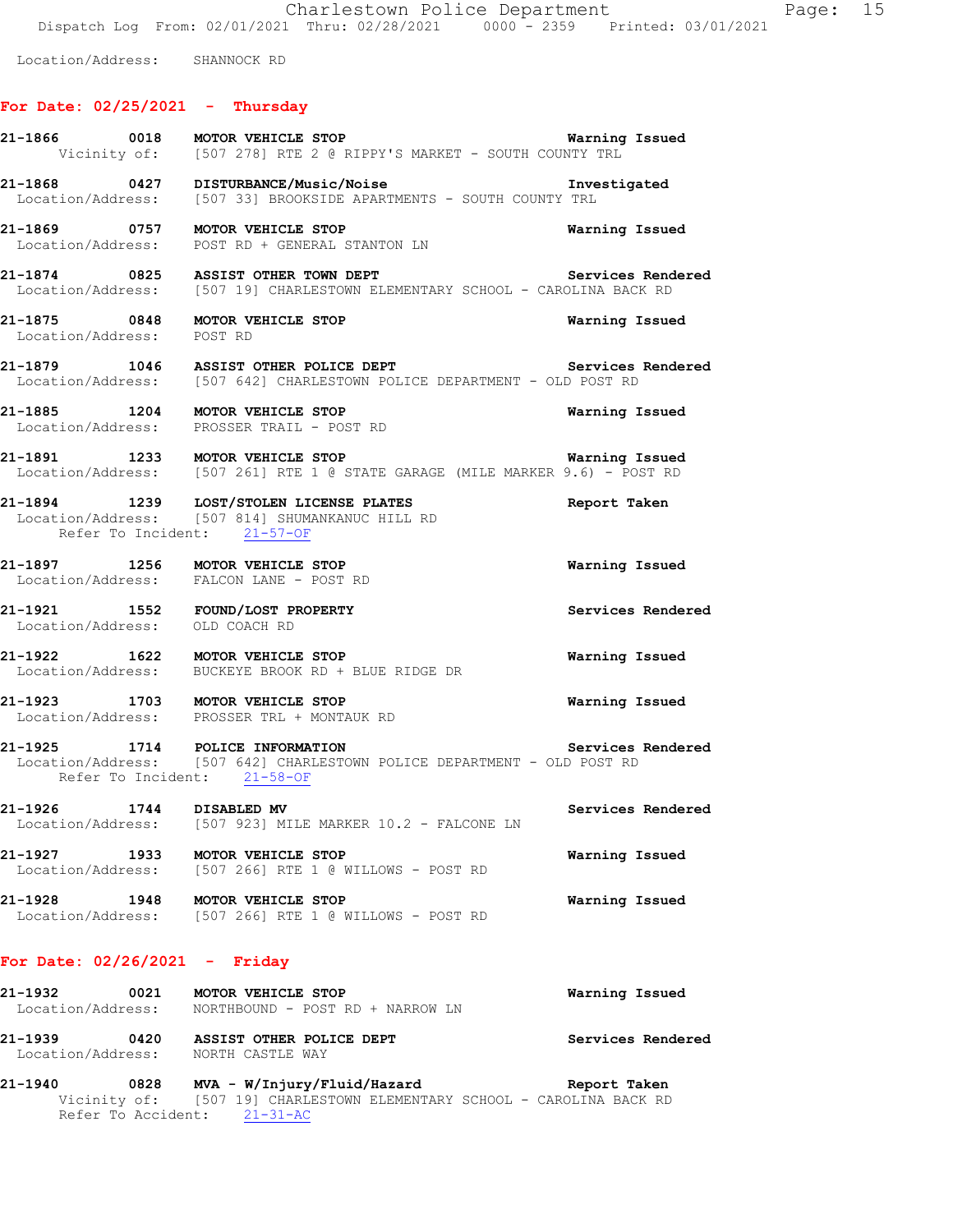Location/Address: SHANNOCK RD

## For Date: 02/25/2021 - Thursday

21-1866 0018 MOTOR VEHICLE STOP Warning Issued
Vicinity of: [507 278] RTE 2 @ RIPPY'S MARKET - SOUTH COUNTY TRL

21-1868 0427 DISTURBANCE/Music/Noise Investigated
Location/Address: [507 33] BROOKSIDE APARTMENTS - SOUTH COUNTY TRL

21-1869 0757 MOTOR VEHICLE STOP Warning Issued
Location/Address: POST RD + GENERAL STANTON LN

21-1874 0825 ASSIST OTHER TOWN DEPT Services Rendered
Location/Address: [507 19] CHARLESTOWN ELEMENTARY SCHOOL - CAROLINA BACK RD

21-1875 0848 MOTOR VEHICLE STOP Warning Issued
Location/Address: POST RD

21-1879 1046 ASSIST OTHER POLICE DEPT Services Rendered
Location/Address: [507 642] CHARLESTOWN POLICE DEPARTMENT - OLD POST RD

21-1885 1204 MOTOR VEHICLE STOP Warning Issued
Location/Address: PROSSER TRAIL - POST RD

21-1891 1233 MOTOR VEHICLE STOP Warning Issued
Location/Address: [507 261] RTE 1 @ STATE GARAGE (MILE MARKER 9.6) - POST RD

21-1894 1239 LOST/STOLEN LICENSE PLATES Report Taken
Location/Address: [507 814] SHUMANKANUC HILL RD
Refer To Incident: 21-57-OF

21-1897 1256 MOTOR VEHICLE STOP Warning Issued
Location/Address: FALCON LANE - POST RD

21-1921 1552 FOUND/LOST PROPERTY Services Rendered
Location/Address: OLD COACH RD

21-1922 1622 MOTOR VEHICLE STOP Warning Issued
Location/Address: BUCKEYE BROOK RD + BLUE RIDGE DR

21-1923 1703 MOTOR VEHICLE STOP Warning Issued
Location/Address: PROSSER TRL + MONTAUK RD

21-1925 1714 POLICE INFORMATION Services Rendered
Location/Address: [507 642] CHARLESTOWN POLICE DEPARTMENT - OLD POST RD
Refer To Incident: 21-58-OF

21-1926 1744 DISABLED MV Services Rendered
Location/Address: [507 923] MILE MARKER 10.2 - FALCONE LN

21-1927 1933 MOTOR VEHICLE STOP Warning Issued
Location/Address: [507 266] RTE 1 @ WILLOWS - POST RD

21-1928 1948 MOTOR VEHICLE STOP Warning Issued
Location/Address: [507 266] RTE 1 @ WILLOWS - POST RD

## For Date: 02/26/2021 - Friday

21-1932 0021 MOTOR VEHICLE STOP Warning Issued
Location/Address: NORTHBOUND - POST RD + NARROW LN

21-1939 0420 ASSIST OTHER POLICE DEPT Services Rendered
Location/Address: NORTH CASTLE WAY

21-1940 0828 MVA - W/Injury/Fluid/Hazard Report Taken
Vicinity of: [507 19] CHARLESTOWN ELEMENTARY SCHOOL - CAROLINA BACK RD
Refer To Accident: 21-31-AC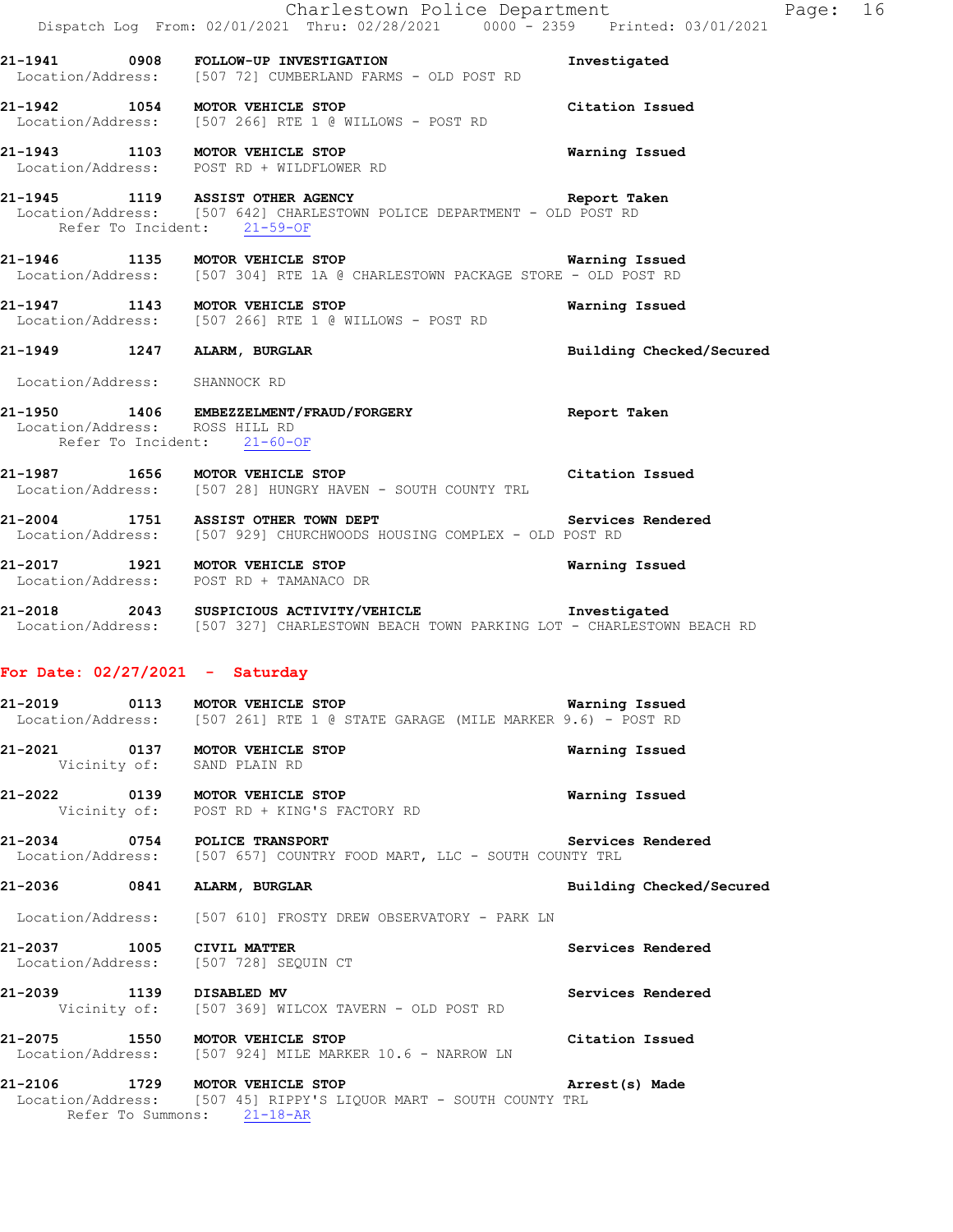21-1941 0908 **FOLLOW-UP INVESTIGATION** Investigated
Location/Address: [507 72] CUMBERLAND FARMS - OLD POST RD

21-1942 1054 **MOTOR VEHICLE STOP** Citation Issued
Location/Address: [507 266] RTE 1 @ WILLOWS - POST RD

21-1943 1103 **MOTOR VEHICLE STOP** Warning Issued
Location/Address: POST RD + WILDFLOWER RD

21-1945 1119 **ASSIST OTHER AGENCY** Report Taken
Location/Address: [507 642] CHARLESTOWN POLICE DEPARTMENT - OLD POST RD
Refer To Incident: 21-59-OF

21-1946 1135 **MOTOR VEHICLE STOP** Warning Issued
Location/Address: [507 304] RTE 1A @ CHARLESTOWN PACKAGE STORE - OLD POST RD

21-1947 1143 **MOTOR VEHICLE STOP** Warning Issued
Location/Address: [507 266] RTE 1 @ WILLOWS - POST RD

21-1949 1247 **ALARM, BURGLAR** Building Checked/Secured
Location/Address: SHANNOCK RD

21-1950 1406 **EMBEZZELMENT/FRAUD/FORGERY** Report Taken
Location/Address: ROSS HILL RD
Refer To Incident: 21-60-OF

21-1987 1656 **MOTOR VEHICLE STOP** Citation Issued
Location/Address: [507 28] HUNGRY HAVEN - SOUTH COUNTY TRL

21-2004 1751 **ASSIST OTHER TOWN DEPT** Services Rendered
Location/Address: [507 929] CHURCHWOODS HOUSING COMPLEX - OLD POST RD

21-2017 1921 **MOTOR VEHICLE STOP** Warning Issued
Location/Address: POST RD + TAMANACO DR

21-2018 2043 **SUSPICIOUS ACTIVITY/VEHICLE** Investigated
Location/Address: [507 327] CHARLESTOWN BEACH TOWN PARKING LOT - CHARLESTOWN BEACH RD

**For Date: 02/27/2021 - Saturday**

21-2019 0113 **MOTOR VEHICLE STOP** Warning Issued
Location/Address: [507 261] RTE 1 @ STATE GARAGE (MILE MARKER 9.6) - POST RD

21-2021 0137 **MOTOR VEHICLE STOP** Warning Issued
Vicinity of: SAND PLAIN RD

21-2022 0139 **MOTOR VEHICLE STOP** Warning Issued
Vicinity of: POST RD + KING'S FACTORY RD

21-2034 0754 **POLICE TRANSPORT** Services Rendered
Location/Address: [507 657] COUNTRY FOOD MART, LLC - SOUTH COUNTY TRL

21-2036 0841 **ALARM, BURGLAR** Building Checked/Secured
Location/Address: [507 610] FROSTY DREW OBSERVATORY - PARK LN

21-2037 1005 **CIVIL MATTER** Services Rendered
Location/Address: [507 728] SEQUIN CT

21-2039 1139 **DISABLED MV** Services Rendered
Vicinity of: [507 369] WILCOX TAVERN - OLD POST RD

21-2075 1550 **MOTOR VEHICLE STOP** Citation Issued
Location/Address: [507 924] MILE MARKER 10.6 - NARROW LN

21-2106 1729 **MOTOR VEHICLE STOP** Arrest(s) Made
Location/Address: [507 45] RIPPY'S LIQUOR MART - SOUTH COUNTY TRL
Refer To Summons: 21-18-AR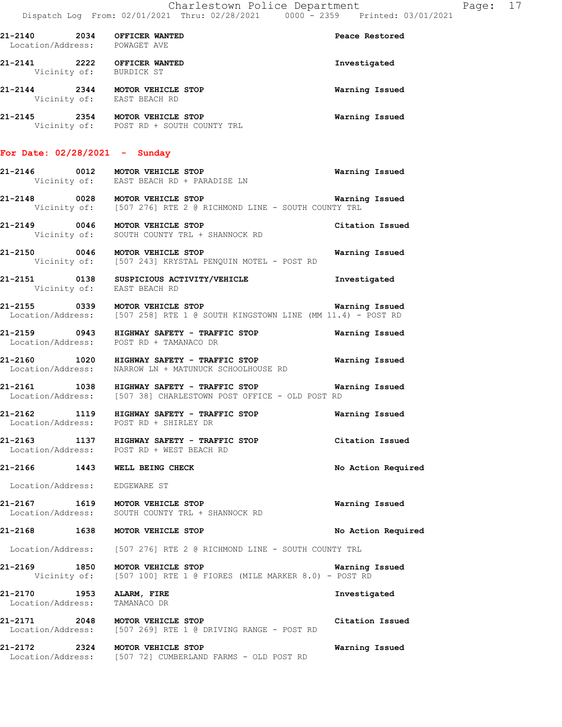21-2140 2034 OFFICER WANTED Peace Restored
Location/Address: POWAGET AVE

21-2141 2222 OFFICER WANTED Investigated
Vicinity of: BURDICK ST

21-2144 2344 MOTOR VEHICLE STOP Warning Issued
Vicinity of: EAST BEACH RD

21-2145 2354 MOTOR VEHICLE STOP Warning Issued
Vicinity of: POST RD + SOUTH COUNTY TRL

**For Date: 02/28/2021 - Sunday**

21-2146 0012 MOTOR VEHICLE STOP Warning Issued
Vicinity of: EAST BEACH RD + PARADISE LN

21-2148 0028 MOTOR VEHICLE STOP Warning Issued
Vicinity of: [507 276] RTE 2 @ RICHMOND LINE - SOUTH COUNTY TRL

21-2149 0046 MOTOR VEHICLE STOP Citation Issued
Vicinity of: SOUTH COUNTY TRL + SHANNOCK RD

21-2150 0046 MOTOR VEHICLE STOP Warning Issued
Vicinity of: [507 243] KRYSTAL PENQUIN MOTEL - POST RD

21-2151 0138 SUSPICIOUS ACTIVITY/VEHICLE Investigated
Vicinity of: EAST BEACH RD

21-2155 0339 MOTOR VEHICLE STOP Warning Issued
Location/Address: [507 258] RTE 1 @ SOUTH KINGSTOWN LINE (MM 11.4) - POST RD

21-2159 0943 HIGHWAY SAFETY - TRAFFIC STOP Warning Issued
Location/Address: POST RD + TAMANACO DR

21-2160 1020 HIGHWAY SAFETY - TRAFFIC STOP Warning Issued
Location/Address: NARROW LN + MATUNUCK SCHOOLHOUSE RD

21-2161 1038 HIGHWAY SAFETY - TRAFFIC STOP Warning Issued
Location/Address: [507 38] CHARLESTOWN POST OFFICE - OLD POST RD

21-2162 1119 HIGHWAY SAFETY - TRAFFIC STOP Warning Issued
Location/Address: POST RD + SHIRLEY DR

21-2163 1137 HIGHWAY SAFETY - TRAFFIC STOP Citation Issued
Location/Address: POST RD + WEST BEACH RD

21-2166 1443 WELL BEING CHECK No Action Required
Location/Address: EDGEWARE ST

21-2167 1619 MOTOR VEHICLE STOP Warning Issued
Location/Address: SOUTH COUNTY TRL + SHANNOCK RD

21-2168 1638 MOTOR VEHICLE STOP No Action Required
Location/Address: [507 276] RTE 2 @ RICHMOND LINE - SOUTH COUNTY TRL

21-2169 1850 MOTOR VEHICLE STOP Warning Issued
Vicinity of: [507 100] RTE 1 @ FIORES (MILE MARKER 8.0) - POST RD

21-2170 1953 ALARM, FIRE Investigated
Location/Address: TAMANACO DR

21-2171 2048 MOTOR VEHICLE STOP Citation Issued
Location/Address: [507 269] RTE 1 @ DRIVING RANGE - POST RD

21-2172 2324 MOTOR VEHICLE STOP Warning Issued
Location/Address: [507 72] CUMBERLAND FARMS - OLD POST RD